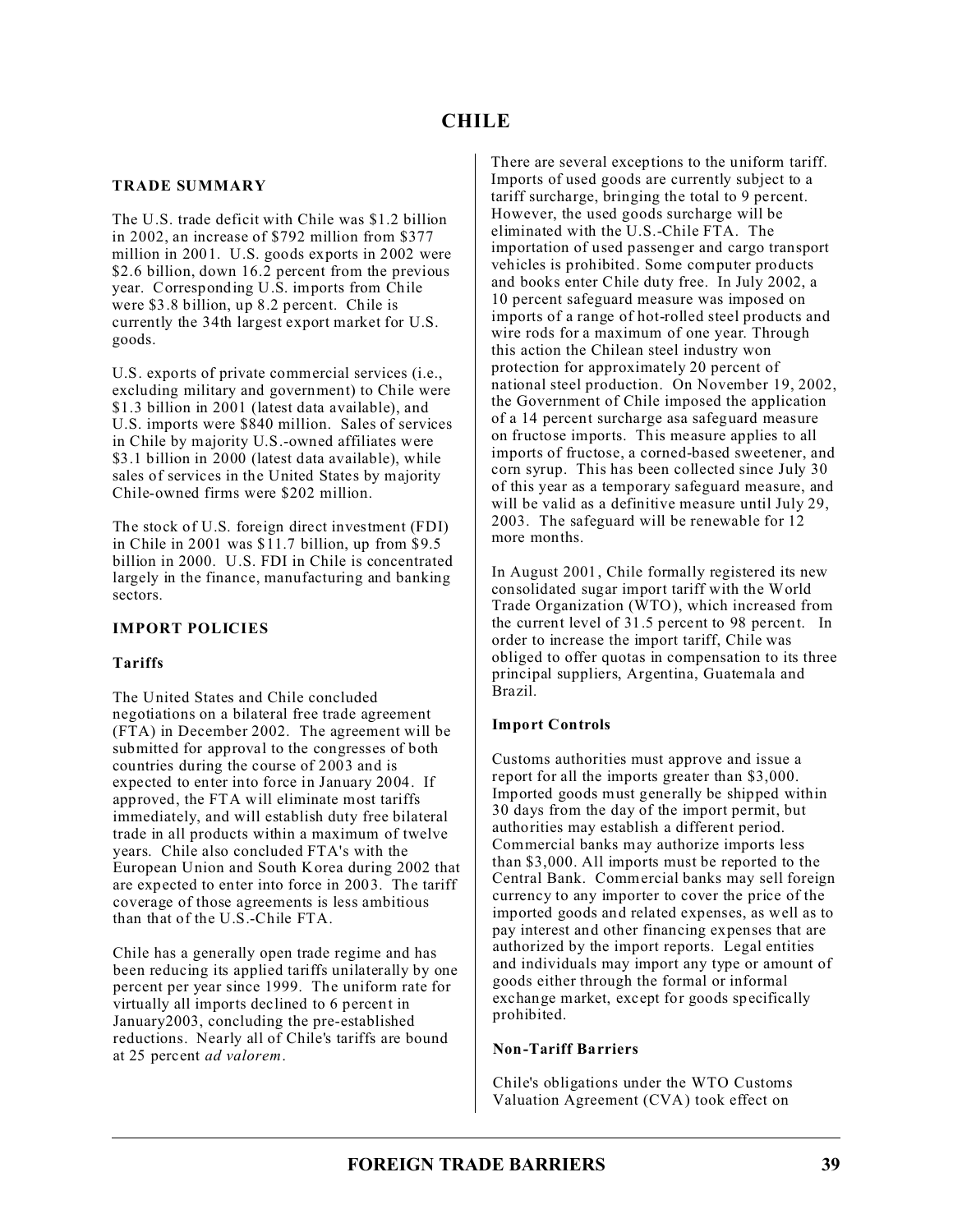# CHILE

## TRADE SUMMARY

The U.S. trade deficit with Chile was $1.2 billion in 2002, an increase of $792 million from $377 million in 2001. U.S. goods exports in 2002 were $2.6 billion, down 16.2 percent from the previous year. Corresponding U.S. imports from Chile were $3.8 billion, up 8.2 percent. Chile is currently the 34th largest export market for U.S. goods.

U.S. exports of private commercial services (i.e., excluding military and government) to Chile were $1.3 billion in 2001 (latest data available), and U.S. imports were $840 million. Sales of services in Chile by majority U.S.-owned affiliates were $3.1 billion in 2000 (latest data available), while sales of services in the United States by majority Chile-owned firms were $202 million.

The stock of U.S. foreign direct investment (FDI) in Chile in 2001 was $11.7 billion, up from $9.5 billion in 2000. U.S. FDI in Chile is concentrated largely in the finance, manufacturing and banking sectors.

## IMPORT POLICIES

### Tariffs

The United States and Chile concluded negotiations on a bilateral free trade agreement (FTA) in December 2002. The agreement will be submitted for approval to the congresses of both countries during the course of 2003 and is expected to enter into force in January 2004. If approved, the FTA will eliminate most tariffs immediately, and will establish duty free bilateral trade in all products within a maximum of twelve years. Chile also concluded FTA's with the European Union and South Korea during 2002 that are expected to enter into force in 2003. The tariff coverage of those agreements is less ambitious than that of the U.S.-Chile FTA.

Chile has a generally open trade regime and has been reducing its applied tariffs unilaterally by one percent per year since 1999. The uniform rate for virtually all imports declined to 6 percent in January2003, concluding the pre-established reductions. Nearly all of Chile's tariffs are bound at 25 percent *ad valorem*.

There are several exceptions to the uniform tariff. Imports of used goods are currently subject to a tariff surcharge, bringing the total to 9 percent. However, the used goods surcharge will be eliminated with the U.S.-Chile FTA. The importation of used passenger and cargo transport vehicles is prohibited. Some computer products and books enter Chile duty free. In July 2002, a 10 percent safeguard measure was imposed on imports of a range of hot-rolled steel products and wire rods for a maximum of one year. Through this action the Chilean steel industry won protection for approximately 20 percent of national steel production. On November 19, 2002, the Government of Chile imposed the application of a 14 percent surcharge asa safeguard measure on fructose imports. This measure applies to all imports of fructose, a corned-based sweetener, and corn syrup. This has been collected since July 30 of this year as a temporary safeguard measure, and will be valid as a definitive measure until July 29, 2003. The safeguard will be renewable for 12 more months.

In August 2001, Chile formally registered its new consolidated sugar import tariff with the World Trade Organization (WTO), which increased from the current level of 31.5 percent to 98 percent. In order to increase the import tariff, Chile was obliged to offer quotas in compensation to its three principal suppliers, Argentina, Guatemala and Brazil.

### Import Controls

Customs authorities must approve and issue a report for all the imports greater than $3,000. Imported goods must generally be shipped within 30 days from the day of the import permit, but authorities may establish a different period. Commercial banks may authorize imports less than $3,000. All imports must be reported to the Central Bank. Commercial banks may sell foreign currency to any importer to cover the price of the imported goods and related expenses, as well as to pay interest and other financing expenses that are authorized by the import reports. Legal entities and individuals may import any type or amount of goods either through the formal or informal exchange market, except for goods specifically prohibited.

### Non-Tariff Barriers

Chile's obligations under the WTO Customs Valuation Agreement (CVA) took effect on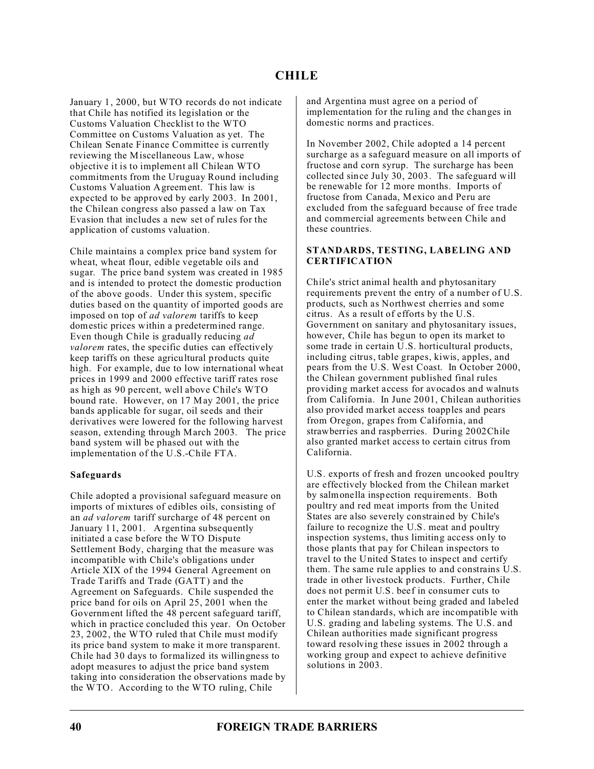January 1, 2000, but WTO records do not indicate that Chile has notified its legislation or the Customs Valuation Checklist to the WTO Committee on Customs Valuation as yet. The Chilean Senate Finance Committee is currently reviewing the Miscellaneous Law, whose objective it is to implement all Chilean WTO commitments from the Uruguay Round including Customs Valuation Agreement. This law is expected to be approved by early 2003. In 2001, the Chilean congress also passed a law on Tax Evasion that includes a new set of rules for the application of customs valuation.

Chile maintains a complex price band system for wheat, wheat flour, edible vegetable oils and sugar. The price band system was created in 1985 and is intended to protect the domestic production of the above goods. Under this system, specific duties based on the quantity of imported goods are imposed on top of *ad valorem* tariffs to keep domestic prices within a predetermined range. Even though Chile is gradually reducing *ad valorem* rates, the specific duties can effectively keep tariffs on these agricultural products quite high. For example, due to low international wheat prices in 1999 and 2000 effective tariff rates rose as high as 90 percent, well above Chile's WTO bound rate. However, on 17 May 2001, the price bands applicable for sugar, oil seeds and their derivatives were lowered for the following harvest season, extending through March 2003. The price band system will be phased out with the implementation of the U.S.-Chile FTA.

### Safeguards

Chile adopted a provisional safeguard measure on imports of mixtures of edibles oils, consisting of an *ad valorem* tariff surcharge of 48 percent on January 11, 2001. Argentina subsequently initiated a case before the WTO Dispute Settlement Body, charging that the measure was incompatible with Chile's obligations under Article XIX of the 1994 General Agreement on Trade Tariffs and Trade (GATT) and the Agreement on Safeguards. Chile suspended the price band for oils on April 25, 2001 when the Government lifted the 48 percent safeguard tariff, which in practice concluded this year. On October 23, 2002, the WTO ruled that Chile must modify its price band system to make it more transparent. Chile had 30 days to formalized its willingness to adopt measures to adjust the price band system taking into consideration the observations made by the WTO. According to the WTO ruling, Chile and Argentina must agree on a period of implementation for the ruling and the changes in domestic norms and practices.

In November 2002, Chile adopted a 14 percent surcharge as a safeguard measure on all imports of fructose and corn syrup. The surcharge has been collected since July 30, 2003. The safeguard will be renewable for 12 more months. Imports of fructose from Canada, Mexico and Peru are excluded from the safeguard because of free trade and commercial agreements between Chile and these countries.

## STANDARDS, TESTING, LABELING AND CERTIFICATION

Chile's strict animal health and phytosanitary requirements prevent the entry of a number of U.S. products, such as Northwest cherries and some citrus. As a result of efforts by the U.S. Government on sanitary and phytosanitary issues, however, Chile has begun to open its market to some trade in certain U.S. horticultural products, including citrus, table grapes, kiwis, apples, and pears from the U.S. West Coast. In October 2000, the Chilean government published final rules providing market access for avocados and walnuts from California. In June 2001, Chilean authorities also provided market access toapples and pears from Oregon, grapes from California, and strawberries and raspberries. During 2002Chile also granted market access to certain citrus from California.

U.S. exports of fresh and frozen uncooked poultry are effectively blocked from the Chilean market by salmonella inspection requirements. Both poultry and red meat imports from the United States are also severely constrained by Chile's failure to recognize the U.S. meat and poultry inspection systems, thus limiting access only to those plants that pay for Chilean inspectors to travel to the United States to inspect and certify them. The same rule applies to and constrains U.S. trade in other livestock products. Further, Chile does not permit U.S. beef in consumer cuts to enter the market without being graded and labeled to Chilean standards, which are incompatible with U.S. grading and labeling systems. The U.S. and Chilean authorities made significant progress toward resolving these issues in 2002 through a working group and expect to achieve definitive solutions in 2003.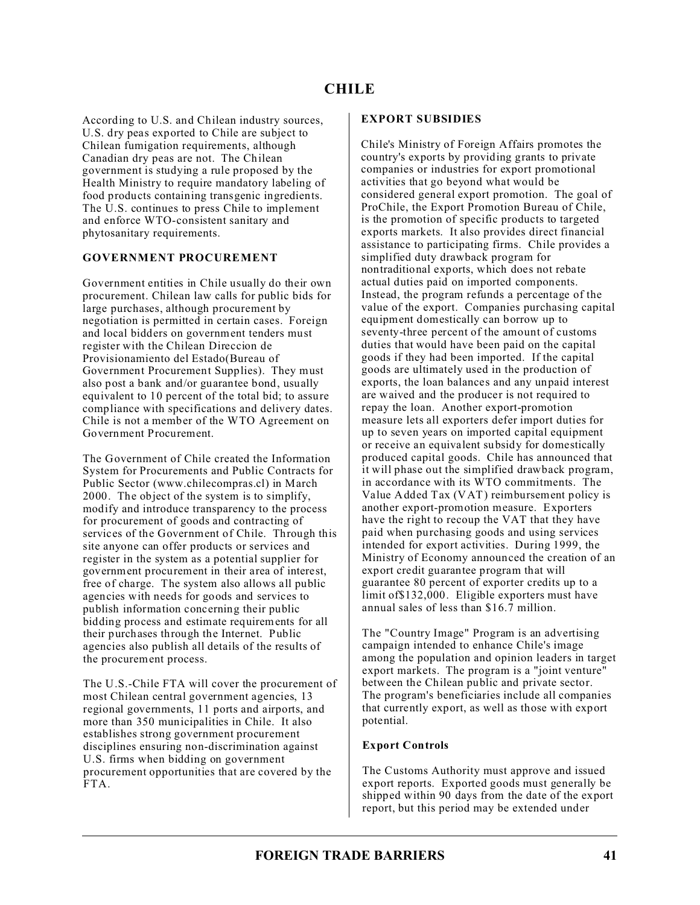# CHILE

According to U.S. and Chilean industry sources, U.S. dry peas exported to Chile are subject to Chilean fumigation requirements, although Canadian dry peas are not. The Chilean government is studying a rule proposed by the Health Ministry to require mandatory labeling of food products containing transgenic ingredients. The U.S. continues to press Chile to implement and enforce WTO-consistent sanitary and phytosanitary requirements.

## GOVERNMENT PROCUREMENT

Government entities in Chile usually do their own procurement. Chilean law calls for public bids for large purchases, although procurement by negotiation is permitted in certain cases. Foreign and local bidders on government tenders must register with the Chilean Direccion de Provisionamiento del Estado(Bureau of Government Procurement Supplies). They must also post a bank and/or guarantee bond, usually equivalent to 10 percent of the total bid; to assure compliance with specifications and delivery dates. Chile is not a member of the WTO Agreement on Government Procurement.

The Government of Chile created the Information System for Procurements and Public Contracts for Public Sector (www.chilecompras.cl) in March 2000. The object of the system is to simplify, modify and introduce transparency to the process for procurement of goods and contracting of services of the Government of Chile. Through this site anyone can offer products or services and register in the system as a potential supplier for government procurement in their area of interest, free of charge. The system also allows all public agencies with needs for goods and services to publish information concerning their public bidding process and estimate requirements for all their purchases through the Internet. Public agencies also publish all details of the results of the procurement process.

The U.S.-Chile FTA will cover the procurement of most Chilean central government agencies, 13 regional governments, 11 ports and airports, and more than 350 municipalities in Chile. It also establishes strong government procurement disciplines ensuring non-discrimination against U.S. firms when bidding on government procurement opportunities that are covered by the FTA.

## EXPORT SUBSIDIES

Chile's Ministry of Foreign Affairs promotes the country's exports by providing grants to private companies or industries for export promotional activities that go beyond what would be considered general export promotion. The goal of ProChile, the Export Promotion Bureau of Chile, is the promotion of specific products to targeted exports markets. It also provides direct financial assistance to participating firms. Chile provides a simplified duty drawback program for nontraditional exports, which does not rebate actual duties paid on imported components. Instead, the program refunds a percentage of the value of the export. Companies purchasing capital equipment domestically can borrow up to seventy-three percent of the amount of customs duties that would have been paid on the capital goods if they had been imported. If the capital goods are ultimately used in the production of exports, the loan balances and any unpaid interest are waived and the producer is not required to repay the loan. Another export-promotion measure lets all exporters defer import duties for up to seven years on imported capital equipment or receive an equivalent subsidy for domestically produced capital goods. Chile has announced that it will phase out the simplified drawback program, in accordance with its WTO commitments. The Value Added Tax (VAT) reimbursement policy is another export-promotion measure. Exporters have the right to recoup the VAT that they have paid when purchasing goods and using services intended for export activities. During 1999, the Ministry of Economy announced the creation of an export credit guarantee program that will guarantee 80 percent of exporter credits up to a limit of$132,000. Eligible exporters must have annual sales of less than $16.7 million.

The "Country Image" Program is an advertising campaign intended to enhance Chile's image among the population and opinion leaders in target export markets. The program is a "joint venture" between the Chilean public and private sector. The program's beneficiaries include all companies that currently export, as well as those with export potential.

### Export Controls

The Customs Authority must approve and issued export reports. Exported goods must generally be shipped within 90 days from the date of the export report, but this period may be extended under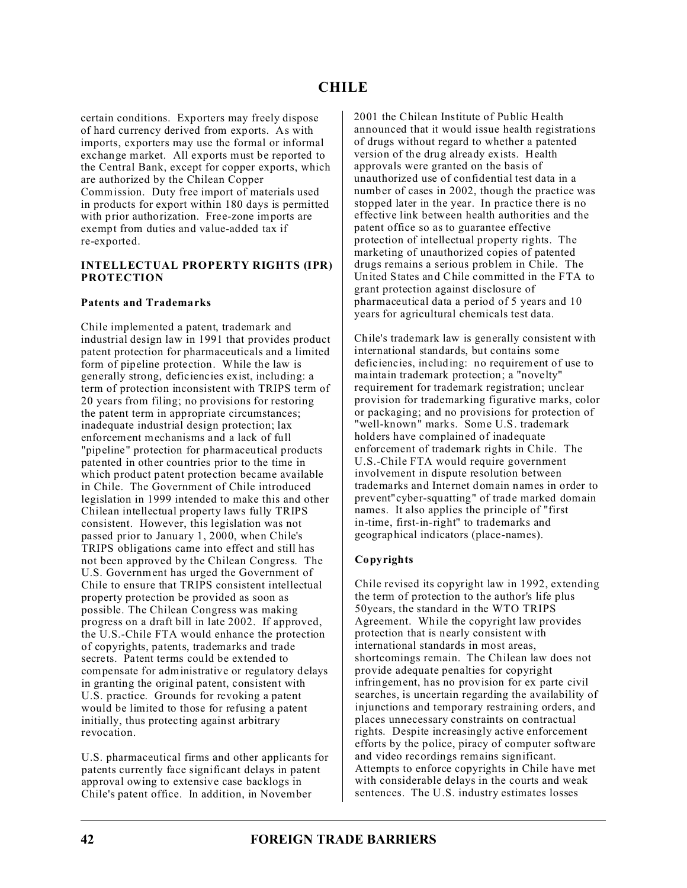certain conditions. Exporters may freely dispose of hard currency derived from exports. As with imports, exporters may use the formal or informal exchange market. All exports must be reported to the Central Bank, except for copper exports, which are authorized by the Chilean Copper Commission. Duty free import of materials used in products for export within 180 days is permitted with prior authorization. Free-zone imports are exempt from duties and value-added tax if re-exported.

## INTELLECTUAL PROPERTY RIGHTS (IPR) PROTECTION

### Patents and Trademarks

Chile implemented a patent, trademark and industrial design law in 1991 that provides product patent protection for pharmaceuticals and a limited form of pipeline protection. While the law is generally strong, deficiencies exist, including: a term of protection inconsistent with TRIPS term of 20 years from filing; no provisions for restoring the patent term in appropriate circumstances; inadequate industrial design protection; lax enforcement mechanisms and a lack of full "pipeline" protection for pharmaceutical products patented in other countries prior to the time in which product patent protection became available in Chile. The Government of Chile introduced legislation in 1999 intended to make this and other Chilean intellectual property laws fully TRIPS consistent. However, this legislation was not passed prior to January 1, 2000, when Chile's TRIPS obligations came into effect and still has not been approved by the Chilean Congress. The U.S. Government has urged the Government of Chile to ensure that TRIPS consistent intellectual property protection be provided as soon as possible. The Chilean Congress was making progress on a draft bill in late 2002. If approved, the U.S.-Chile FTA would enhance the protection of copyrights, patents, trademarks and trade secrets. Patent terms could be extended to compensate for administrative or regulatory delays in granting the original patent, consistent with U.S. practice. Grounds for revoking a patent would be limited to those for refusing a patent initially, thus protecting against arbitrary revocation.

U.S. pharmaceutical firms and other applicants for patents currently face significant delays in patent approval owing to extensive case backlogs in Chile's patent office. In addition, in November 2001 the Chilean Institute of Public Health announced that it would issue health registrations of drugs without regard to whether a patented version of the drug already exists. Health approvals were granted on the basis of unauthorized use of confidential test data in a number of cases in 2002, though the practice was stopped later in the year. In practice there is no effective link between health authorities and the patent office so as to guarantee effective protection of intellectual property rights. The marketing of unauthorized copies of patented drugs remains a serious problem in Chile. The United States and Chile committed in the FTA to grant protection against disclosure of pharmaceutical data a period of 5 years and 10 years for agricultural chemicals test data.

Chile's trademark law is generally consistent with international standards, but contains some deficiencies, including: no requirement of use to maintain trademark protection; a "novelty" requirement for trademark registration; unclear provision for trademarking figurative marks, color or packaging; and no provisions for protection of "well-known" marks. Some U.S. trademark holders have complained of inadequate enforcement of trademark rights in Chile. The U.S.-Chile FTA would require government involvement in dispute resolution between trademarks and Internet domain names in order to prevent"cyber-squatting" of trade marked domain names. It also applies the principle of "first in-time, first-in-right" to trademarks and geographical indicators (place-names).

### Copyrights

Chile revised its copyright law in 1992, extending the term of protection to the author's life plus 50years, the standard in the WTO TRIPS Agreement. While the copyright law provides protection that is nearly consistent with international standards in most areas, shortcomings remain. The Chilean law does not provide adequate penalties for copyright infringement, has no provision for ex parte civil searches, is uncertain regarding the availability of injunctions and temporary restraining orders, and places unnecessary constraints on contractual rights. Despite increasingly active enforcement efforts by the police, piracy of computer software and video recordings remains significant. Attempts to enforce copyrights in Chile have met with considerable delays in the courts and weak sentences. The U.S. industry estimates losses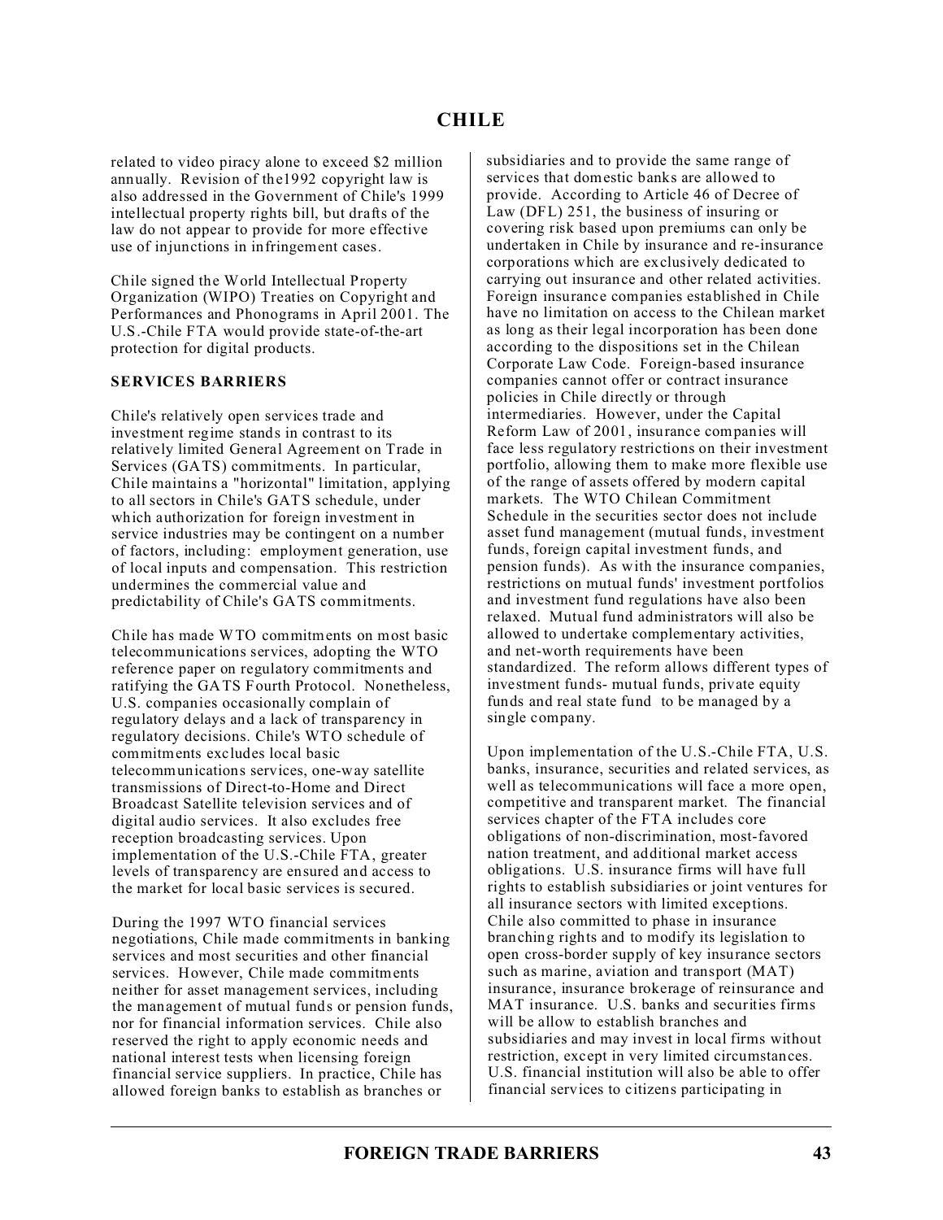related to video piracy alone to exceed $2 million annually. Revision of the1992 copyright law is also addressed in the Government of Chile's 1999 intellectual property rights bill, but drafts of the law do not appear to provide for more effective use of injunctions in infringement cases.

Chile signed the World Intellectual Property Organization (WIPO) Treaties on Copyright and Performances and Phonograms in April 2001. The U.S.-Chile FTA would provide state-of-the-art protection for digital products.

### SERVICES BARRIERS

Chile's relatively open services trade and investment regime stands in contrast to its relatively limited General Agreement on Trade in Services (GATS) commitments. In particular, Chile maintains a "horizontal" limitation, applying to all sectors in Chile's GATS schedule, under which authorization for foreign investment in service industries may be contingent on a number of factors, including: employment generation, use of local inputs and compensation. This restriction undermines the commercial value and predictability of Chile's GATS commitments.

Chile has made WTO commitments on most basic telecommunications services, adopting the WTO reference paper on regulatory commitments and ratifying the GATS Fourth Protocol. Nonetheless, U.S. companies occasionally complain of regulatory delays and a lack of transparency in regulatory decisions. Chile's WTO schedule of commitments excludes local basic telecommunications services, one-way satellite transmissions of Direct-to-Home and Direct Broadcast Satellite television services and of digital audio services. It also excludes free reception broadcasting services. Upon implementation of the U.S.-Chile FTA, greater levels of transparency are ensured and access to the market for local basic services is secured.

During the 1997 WTO financial services negotiations, Chile made commitments in banking services and most securities and other financial services. However, Chile made commitments neither for asset management services, including the management of mutual funds or pension funds, nor for financial information services. Chile also reserved the right to apply economic needs and national interest tests when licensing foreign financial service suppliers. In practice, Chile has allowed foreign banks to establish as branches or subsidiaries and to provide the same range of services that domestic banks are allowed to provide. According to Article 46 of Decree of Law (DFL) 251, the business of insuring or covering risk based upon premiums can only be undertaken in Chile by insurance and re-insurance corporations which are exclusively dedicated to carrying out insurance and other related activities. Foreign insurance companies established in Chile have no limitation on access to the Chilean market as long as their legal incorporation has been done according to the dispositions set in the Chilean Corporate Law Code. Foreign-based insurance companies cannot offer or contract insurance policies in Chile directly or through intermediaries. However, under the Capital Reform Law of 2001, insurance companies will face less regulatory restrictions on their investment portfolio, allowing them to make more flexible use of the range of assets offered by modern capital markets. The WTO Chilean Commitment Schedule in the securities sector does not include asset fund management (mutual funds, investment funds, foreign capital investment funds, and pension funds). As with the insurance companies, restrictions on mutual funds' investment portfolios and investment fund regulations have also been relaxed. Mutual fund administrators will also be allowed to undertake complementary activities, and net-worth requirements have been standardized. The reform allows different types of investment funds- mutual funds, private equity funds and real state fund to be managed by a single company.

Upon implementation of the U.S.-Chile FTA, U.S. banks, insurance, securities and related services, as well as telecommunications will face a more open, competitive and transparent market. The financial services chapter of the FTA includes core obligations of non-discrimination, most-favored nation treatment, and additional market access obligations. U.S. insurance firms will have full rights to establish subsidiaries or joint ventures for all insurance sectors with limited exceptions. Chile also committed to phase in insurance branching rights and to modify its legislation to open cross-border supply of key insurance sectors such as marine, aviation and transport (MAT) insurance, insurance brokerage of reinsurance and MAT insurance. U.S. banks and securities firms will be allow to establish branches and subsidiaries and may invest in local firms without restriction, except in very limited circumstances. U.S. financial institution will also be able to offer financial services to citizens participating in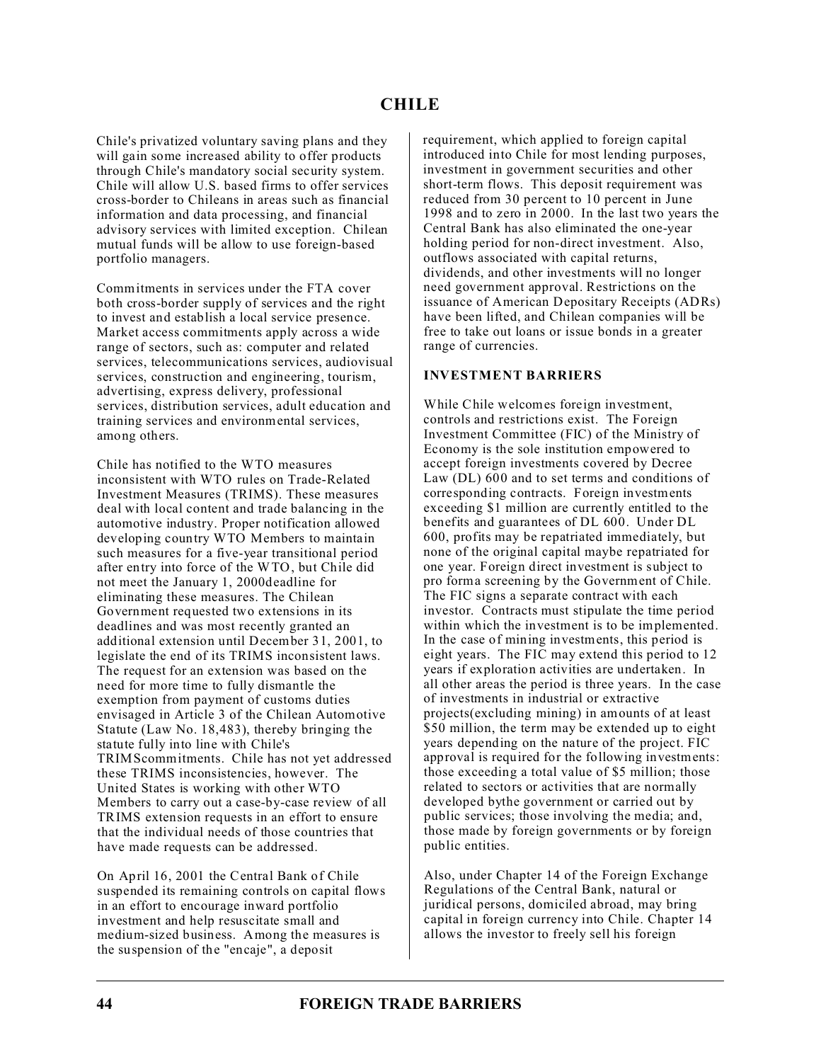# CHILE

Chile's privatized voluntary saving plans and they will gain some increased ability to offer products through Chile's mandatory social security system. Chile will allow U.S. based firms to offer services cross-border to Chileans in areas such as financial information and data processing, and financial advisory services with limited exception. Chilean mutual funds will be allow to use foreign-based portfolio managers.

Commitments in services under the FTA cover both cross-border supply of services and the right to invest and establish a local service presence. Market access commitments apply across a wide range of sectors, such as: computer and related services, telecommunications services, audiovisual services, construction and engineering, tourism, advertising, express delivery, professional services, distribution services, adult education and training services and environmental services, among others.

Chile has notified to the WTO measures inconsistent with WTO rules on Trade-Related Investment Measures (TRIMS). These measures deal with local content and trade balancing in the automotive industry. Proper notification allowed developing country WTO Members to maintain such measures for a five-year transitional period after entry into force of the WTO, but Chile did not meet the January 1, 2000deadline for eliminating these measures. The Chilean Government requested two extensions in its deadlines and was most recently granted an additional extension until December 31, 2001, to legislate the end of its TRIMS inconsistent laws. The request for an extension was based on the need for more time to fully dismantle the exemption from payment of customs duties envisaged in Article 3 of the Chilean Automotive Statute (Law No. 18,483), thereby bringing the statute fully into line with Chile's TRIMScommitments. Chile has not yet addressed these TRIMS inconsistencies, however. The United States is working with other WTO Members to carry out a case-by-case review of all TRIMS extension requests in an effort to ensure that the individual needs of those countries that have made requests can be addressed.

On April 16, 2001 the Central Bank of Chile suspended its remaining controls on capital flows in an effort to encourage inward portfolio investment and help resuscitate small and medium-sized business. Among the measures is the suspension of the "encaje", a deposit requirement, which applied to foreign capital introduced into Chile for most lending purposes, investment in government securities and other short-term flows. This deposit requirement was reduced from 30 percent to 10 percent in June 1998 and to zero in 2000. In the last two years the Central Bank has also eliminated the one-year holding period for non-direct investment. Also, outflows associated with capital returns, dividends, and other investments will no longer need government approval. Restrictions on the issuance of American Depositary Receipts (ADRs) have been lifted, and Chilean companies will be free to take out loans or issue bonds in a greater range of currencies.

## INVESTMENT BARRIERS

While Chile welcomes foreign investment, controls and restrictions exist. The Foreign Investment Committee (FIC) of the Ministry of Economy is the sole institution empowered to accept foreign investments covered by Decree Law (DL) 600 and to set terms and conditions of corresponding contracts. Foreign investments exceeding $1 million are currently entitled to the benefits and guarantees of DL 600. Under DL 600, profits may be repatriated immediately, but none of the original capital maybe repatriated for one year. Foreign direct investment is subject to pro forma screening by the Government of Chile. The FIC signs a separate contract with each investor. Contracts must stipulate the time period within which the investment is to be implemented. In the case of mining investments, this period is eight years. The FIC may extend this period to 12 years if exploration activities are undertaken. In all other areas the period is three years. In the case of investments in industrial or extractive projects(excluding mining) in amounts of at least $50 million, the term may be extended up to eight years depending on the nature of the project. FIC approval is required for the following investments: those exceeding a total value of $5 million; those related to sectors or activities that are normally developed bythe government or carried out by public services; those involving the media; and, those made by foreign governments or by foreign public entities.

Also, under Chapter 14 of the Foreign Exchange Regulations of the Central Bank, natural or juridical persons, domiciled abroad, may bring capital in foreign currency into Chile. Chapter 14 allows the investor to freely sell his foreign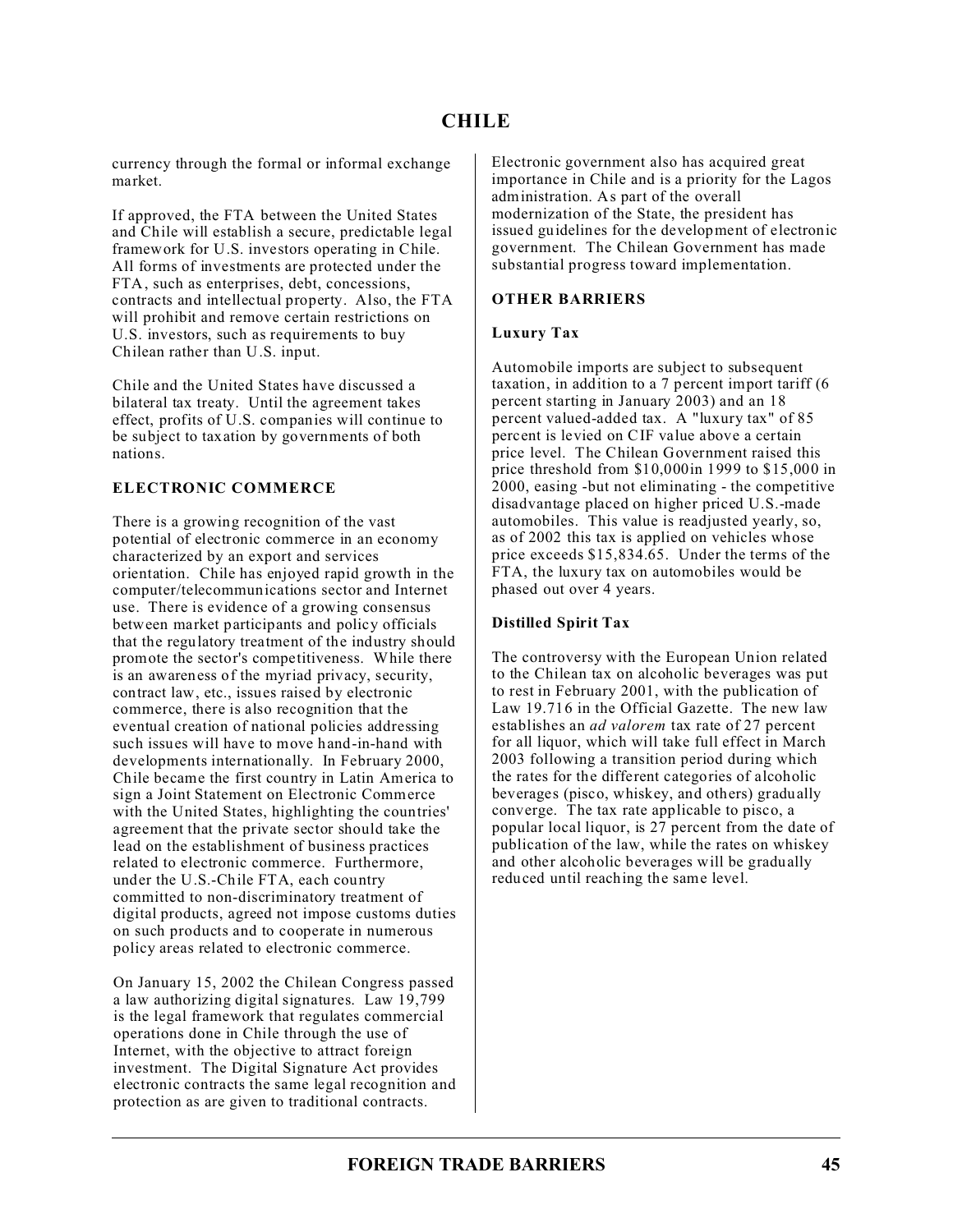currency through the formal or informal exchange market.

If approved, the FTA between the United States and Chile will establish a secure, predictable legal framework for U.S. investors operating in Chile. All forms of investments are protected under the FTA, such as enterprises, debt, concessions, contracts and intellectual property. Also, the FTA will prohibit and remove certain restrictions on U.S. investors, such as requirements to buy Chilean rather than U.S. input.

Chile and the United States have discussed a bilateral tax treaty. Until the agreement takes effect, profits of U.S. companies will continue to be subject to taxation by governments of both nations.

## ELECTRONIC COMMERCE

There is a growing recognition of the vast potential of electronic commerce in an economy characterized by an export and services orientation. Chile has enjoyed rapid growth in the computer/telecommunications sector and Internet use. There is evidence of a growing consensus between market participants and policy officials that the regulatory treatment of the industry should promote the sector's competitiveness. While there is an awareness of the myriad privacy, security, contract law, etc., issues raised by electronic commerce, there is also recognition that the eventual creation of national policies addressing such issues will have to move hand-in-hand with developments internationally. In February 2000, Chile became the first country in Latin America to sign a Joint Statement on Electronic Commerce with the United States, highlighting the countries' agreement that the private sector should take the lead on the establishment of business practices related to electronic commerce. Furthermore, under the U.S.-Chile FTA, each country committed to non-discriminatory treatment of digital products, agreed not impose customs duties on such products and to cooperate in numerous policy areas related to electronic commerce.

On January 15, 2002 the Chilean Congress passed a law authorizing digital signatures. Law 19,799 is the legal framework that regulates commercial operations done in Chile through the use of Internet, with the objective to attract foreign investment. The Digital Signature Act provides electronic contracts the same legal recognition and protection as are given to traditional contracts.

Electronic government also has acquired great importance in Chile and is a priority for the Lagos administration. As part of the overall modernization of the State, the president has issued guidelines for the development of electronic government. The Chilean Government has made substantial progress toward implementation.

## OTHER BARRIERS

### Luxury Tax

Automobile imports are subject to subsequent taxation, in addition to a 7 percent import tariff (6 percent starting in January 2003) and an 18 percent valued-added tax. A "luxury tax" of 85 percent is levied on CIF value above a certain price level. The Chilean Government raised this price threshold from $10,000in 1999 to $15,000 in 2000, easing -but not eliminating - the competitive disadvantage placed on higher priced U.S.-made automobiles. This value is readjusted yearly, so, as of 2002 this tax is applied on vehicles whose price exceeds $15,834.65. Under the terms of the FTA, the luxury tax on automobiles would be phased out over 4 years.

### Distilled Spirit Tax

The controversy with the European Union related to the Chilean tax on alcoholic beverages was put to rest in February 2001, with the publication of Law 19.716 in the Official Gazette. The new law establishes an *ad valorem* tax rate of 27 percent for all liquor, which will take full effect in March 2003 following a transition period during which the rates for the different categories of alcoholic beverages (pisco, whiskey, and others) gradually converge. The tax rate applicable to pisco, a popular local liquor, is 27 percent from the date of publication of the law, while the rates on whiskey and other alcoholic beverages will be gradually reduced until reaching the same level.